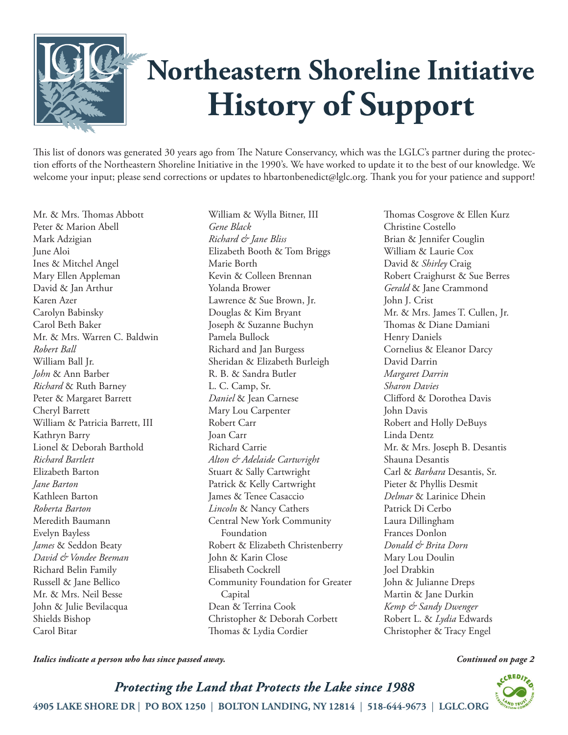# Northeastern Shoreline Initiative History of Support

This list of donors was generated 30 years ago from The Nature Conservancy, which was the LGLC's partner during the protection efforts of the Northeastern Shoreline Initiative in the 1990's. We have worked to update it to the best of our knowledge. We welcome your input; please send corrections or updates to hbartonbenedict@lglc.org. Thank you for your patience and support!

Mr. & Mrs. Thomas Abbott
Peter & Marion Abell
Mark Adzigian
June Aloi
Ines & Mitchel Angel
Mary Ellen Appleman
David & Jan Arthur
Karen Azer
Carolyn Babinsky
Carol Beth Baker
Mr. & Mrs. Warren C. Baldwin
*Robert Ball*
William Ball Jr.
*John* & Ann Barber
*Richard* & Ruth Barney
Peter & Margaret Barrett
Cheryl Barrett
William & Patricia Barrett, III
Kathryn Barry
Lionel & Deborah Barthold
*Richard Bartlett*
Elizabeth Barton
*Jane Barton*
Kathleen Barton
*Roberta Barton*
Meredith Baumann
Evelyn Bayless
*James* & Seddon Beaty
*David & Vondee Beeman*
Richard Belin Family
Russell & Jane Bellico
Mr. & Mrs. Neil Besse
John & Julie Bevilacqua
Shields Bishop
Carol Bitar
William & Wylla Bitner, III
*Gene Black*
*Richard & Jane Bliss*
Elizabeth Booth & Tom Briggs
Marie Borth
Kevin & Colleen Brennan
Yolanda Brower
Lawrence & Sue Brown, Jr.
Douglas & Kim Bryant
Joseph & Suzanne Buchyn
Pamela Bullock
Richard and Jan Burgess
Sheridan & Elizabeth Burleigh
R. B. & Sandra Butler
L. C. Camp, Sr.
*Daniel* & Jean Carnese
Mary Lou Carpenter
Robert Carr
Joan Carr
Richard Carrie
*Alton & Adelaide Cartwright*
Stuart & Sally Cartwright
Patrick & Kelly Cartwright
James & Tenee Casaccio
*Lincoln* & Nancy Cathers
Central New York Community Foundation
Robert & Elizabeth Christenberry
John & Karin Close
Elisabeth Cockrell
Community Foundation for Greater Capital
Dean & Terrina Cook
Christopher & Deborah Corbett
Thomas & Lydia Cordier
Thomas Cosgrove & Ellen Kurz
Christine Costello
Brian & Jennifer Couglin
William & Laurie Cox
David & *Shirley* Craig
Robert Craighurst & Sue Berres
*Gerald* & Jane Crammond
John J. Crist
Mr. & Mrs. James T. Cullen, Jr.
Thomas & Diane Damiani
Henry Daniels
Cornelius & Eleanor Darcy
David Darrin
*Margaret Darrin*
*Sharon Davies*
Clifford & Dorothea Davis
John Davis
Robert and Holly DeBuys
Linda Dentz
Mr. & Mrs. Joseph B. Desantis
Shauna Desantis
Carl & *Barbara* Desantis, Sr.
Pieter & Phyllis Desmit
*Delmar* & Larinice Dhein
Patrick Di Cerbo
Laura Dillingham
Frances Donlon
*Donald & Brita Dorn*
Mary Lou Doulin
Joel Drabkin
John & Julianne Dreps
Martin & Jane Durkin
*Kemp & Sandy Dwenger*
Robert L. & *Lydia* Edwards
Christopher & Tracy Engel

***Italics indicate a person who has since passed away.***

***Continued on page 2***

***Protecting the Land that Protects the Lake since 1988***

**4905 LAKE SHORE DR | PO BOX 1250 | BOLTON LANDING, NY 12814 | 518-644-9673 | LGLC.ORG**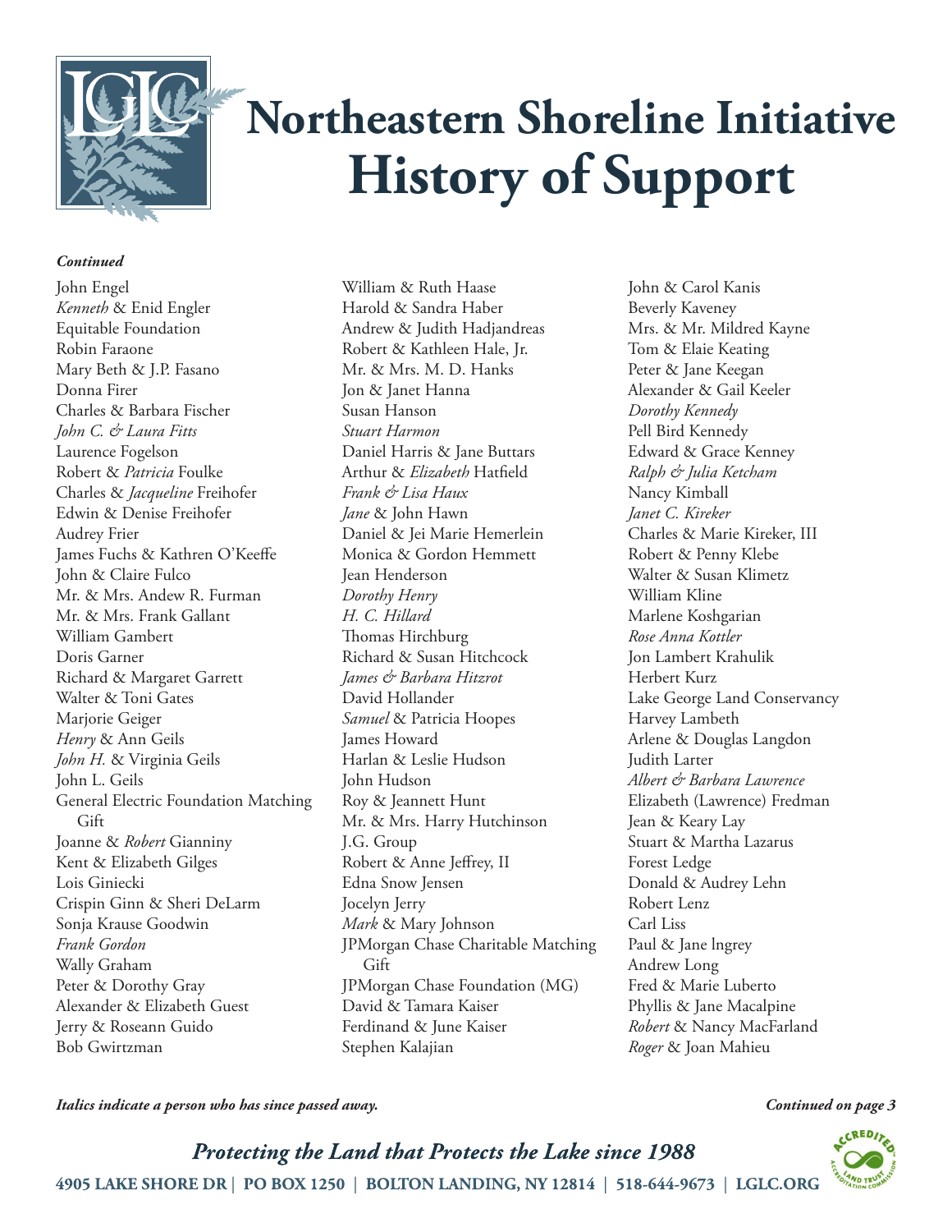# Northeastern Shoreline Initiative
# History of Support

***Continued***

John Engel
*Kenneth* & Enid Engler
Equitable Foundation
Robin Faraone
Mary Beth & J.P. Fasano
Donna Firer
Charles & Barbara Fischer
*John C. & Laura Fitts*
Laurence Fogelson
Robert & *Patricia* Foulke
Charles & *Jacqueline* Freihofer
Edwin & Denise Freihofer
Audrey Frier
James Fuchs & Kathren O'Keeffe
John & Claire Fulco
Mr. & Mrs. Andew R. Furman
Mr. & Mrs. Frank Gallant
William Gambert
Doris Garner
Richard & Margaret Garrett
Walter & Toni Gates
Marjorie Geiger
*Henry* & Ann Geils
*John H.* & Virginia Geils
John L. Geils
General Electric Foundation Matching Gift
Joanne & *Robert* Gianniny
Kent & Elizabeth Gilges
Lois Giniecki
Crispin Ginn & Sheri DeLarm
Sonja Krause Goodwin
*Frank Gordon*
Wally Graham
Peter & Dorothy Gray
Alexander & Elizabeth Guest
Jerry & Roseann Guido
Bob Gwirtzman
William & Ruth Haase
Harold & Sandra Haber
Andrew & Judith Hadjandreas
Robert & Kathleen Hale, Jr.
Mr. & Mrs. M. D. Hanks
Jon & Janet Hanna
Susan Hanson
*Stuart Harmon*
Daniel Harris & Jane Buttars
Arthur & *Elizabeth* Hatfield
*Frank & Lisa Haux*
*Jane* & John Hawn
Daniel & Jei Marie Hemerlein
Monica & Gordon Hemmett
Jean Henderson
*Dorothy Henry*
*H. C. Hillard*
Thomas Hirchburg
Richard & Susan Hitchcock
*James & Barbara Hitzrot*
David Hollander
*Samuel* & Patricia Hoopes
James Howard
Harlan & Leslie Hudson
John Hudson
Roy & Jeannett Hunt
Mr. & Mrs. Harry Hutchinson
J.G. Group
Robert & Anne Jeffrey, II
Edna Snow Jensen
Jocelyn Jerry
*Mark* & Mary Johnson
JPMorgan Chase Charitable Matching Gift
JPMorgan Chase Foundation (MG)
David & Tamara Kaiser
Ferdinand & June Kaiser
Stephen Kalajian
John & Carol Kanis
Beverly Kaveney
Mrs. & Mr. Mildred Kayne
Tom & Elaie Keating
Peter & Jane Keegan
Alexander & Gail Keeler
*Dorothy Kennedy*
Pell Bird Kennedy
Edward & Grace Kenney
*Ralph & Julia Ketcham*
Nancy Kimball
*Janet C. Kireker*
Charles & Marie Kireker, III
Robert & Penny Klebe
Walter & Susan Klimetz
William Kline
Marlene Koshgarian
*Rose Anna Kottler*
Jon Lambert Krahulik
Herbert Kurz
Lake George Land Conservancy
Harvey Lambeth
Arlene & Douglas Langdon
Judith Larter
*Albert & Barbara Lawrence*
Elizabeth (Lawrence) Fredman
Jean & Keary Lay
Stuart & Martha Lazarus
Forest Ledge
Donald & Audrey Lehn
Robert Lenz
Carl Liss
Paul & Jane lngrey
Andrew Long
Fred & Marie Luberto
Phyllis & Jane Macalpine
*Robert* & Nancy MacFarland
*Roger* & Joan Mahieu

***Italics indicate a person who has since passed away.***

***Continued on page 3***

***Protecting the Land that Protects the Lake since 1988***

**4905 LAKE SHORE DR | PO BOX 1250 | BOLTON LANDING, NY 12814 | 518-644-9673 | LGLC.ORG**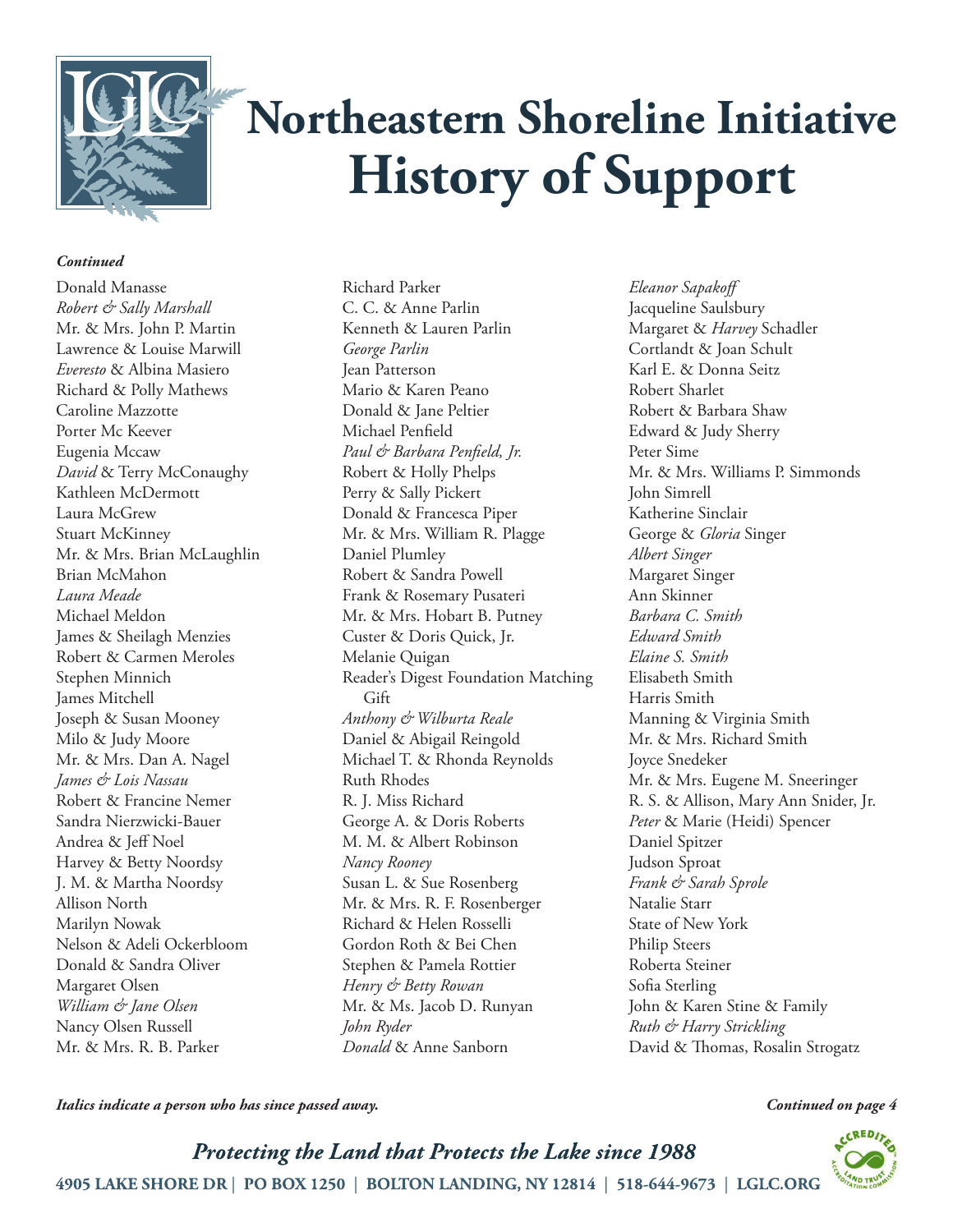# Northeastern Shoreline Initiative
# History of Support

***Continued***

Donald Manasse
*Robert & Sally Marshall*
Mr. & Mrs. John P. Martin
Lawrence & Louise Marwill
*Everesto* & Albina Masiero
Richard & Polly Mathews
Caroline Mazzotte
Porter Mc Keever
Eugenia Mccaw
*David* & Terry McConaughy
Kathleen McDermott
Laura McGrew
Stuart McKinney
Mr. & Mrs. Brian McLaughlin
Brian McMahon
*Laura Meade*
Michael Meldon
James & Sheilagh Menzies
Robert & Carmen Meroles
Stephen Minnich
James Mitchell
Joseph & Susan Mooney
Milo & Judy Moore
Mr. & Mrs. Dan A. Nagel
*James & Lois Nassau*
Robert & Francine Nemer
Sandra Nierzwicki-Bauer
Andrea & Jeff Noel
Harvey & Betty Noordsy
J. M. & Martha Noordsy
Allison North
Marilyn Nowak
Nelson & Adeli Ockerbloom
Donald & Sandra Oliver
Margaret Olsen
*William & Jane Olsen*
Nancy Olsen Russell
Mr. & Mrs. R. B. Parker
Richard Parker
C. C. & Anne Parlin
Kenneth & Lauren Parlin
*George Parlin*
Jean Patterson
Mario & Karen Peano
Donald & Jane Peltier
Michael Penfield
*Paul & Barbara Penfield, Jr.*
Robert & Holly Phelps
Perry & Sally Pickert
Donald & Francesca Piper
Mr. & Mrs. William R. Plagge
Daniel Plumley
Robert & Sandra Powell
Frank & Rosemary Pusateri
Mr. & Mrs. Hobart B. Putney
Custer & Doris Quick, Jr.
Melanie Quigan
Reader's Digest Foundation Matching Gift
*Anthony & Wilburta Reale*
Daniel & Abigail Reingold
Michael T. & Rhonda Reynolds
Ruth Rhodes
R. J. Miss Richard
George A. & Doris Roberts
M. M. & Albert Robinson
*Nancy Rooney*
Susan L. & Sue Rosenberg
Mr. & Mrs. R. F. Rosenberger
Richard & Helen Rosselli
Gordon Roth & Bei Chen
Stephen & Pamela Rottier
*Henry & Betty Rowan*
Mr. & Ms. Jacob D. Runyan
*John Ryder*
*Donald* & Anne Sanborn
*Eleanor Sapakoff*
Jacqueline Saulsbury
Margaret & *Harvey* Schadler
Cortlandt & Joan Schult
Karl E. & Donna Seitz
Robert Sharlet
Robert & Barbara Shaw
Edward & Judy Sherry
Peter Sime
Mr. & Mrs. Williams P. Simmonds
John Simrell
Katherine Sinclair
George & *Gloria* Singer
*Albert Singer*
Margaret Singer
Ann Skinner
*Barbara C. Smith*
*Edward Smith*
*Elaine S. Smith*
Elisabeth Smith
Harris Smith
Manning & Virginia Smith
Mr. & Mrs. Richard Smith
Joyce Snedeker
Mr. & Mrs. Eugene M. Sneeringer
R. S. & Allison, Mary Ann Snider, Jr.
*Peter* & Marie (Heidi) Spencer
Daniel Spitzer
Judson Sproat
*Frank & Sarah Sprole*
Natalie Starr
State of New York
Philip Steers
Roberta Steiner
Sofia Sterling
John & Karen Stine & Family
*Ruth & Harry Strickling*
David & Thomas, Rosalin Strogatz

***Italics indicate a person who has since passed away.***

***Continued on page 4***

***Protecting the Land that Protects the Lake since 1988***

**4905 LAKE SHORE DR | PO BOX 1250 | BOLTON LANDING, NY 12814 | 518-644-9673 | LGLC.ORG**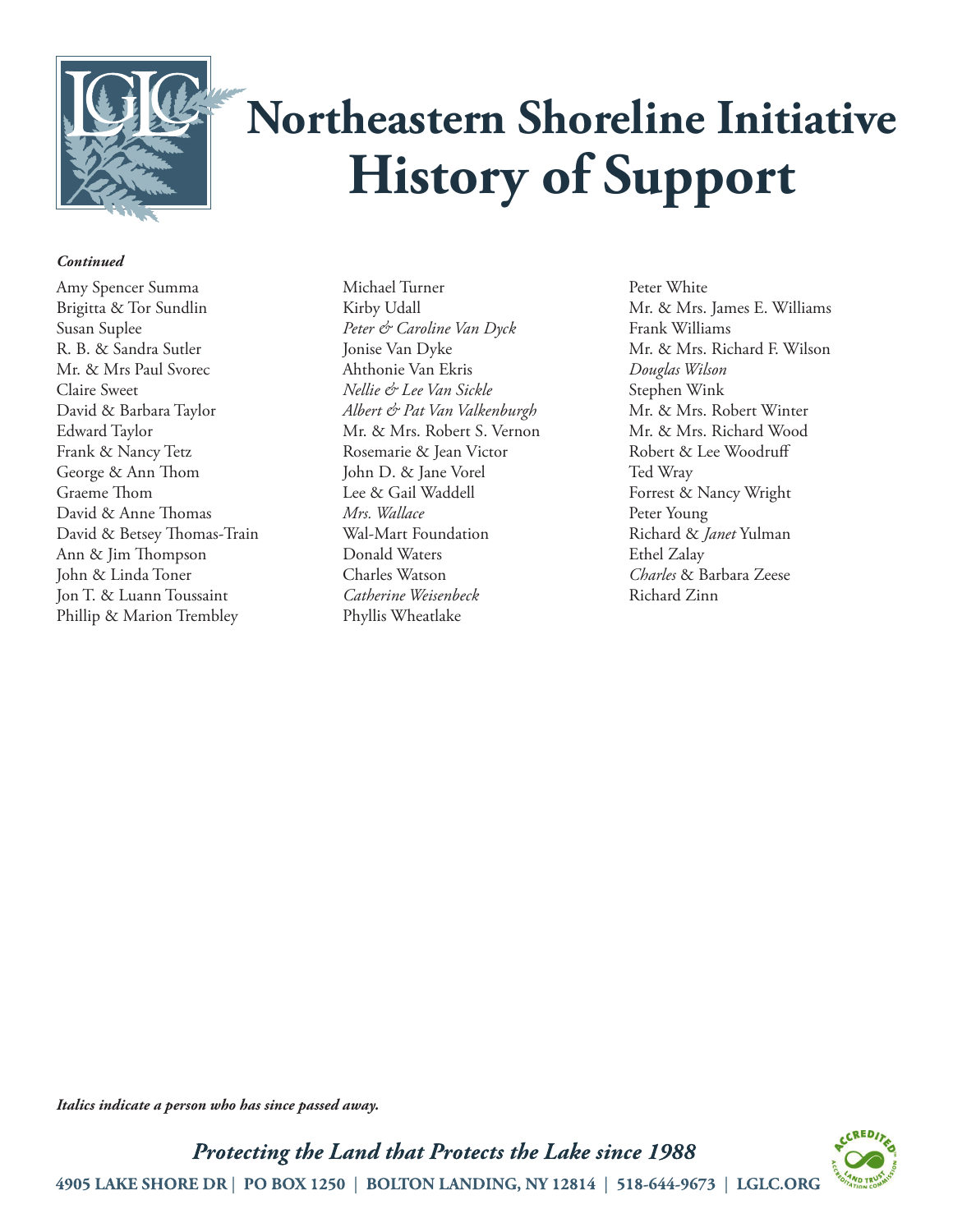# Northeastern Shoreline Initiative
# History of Support

***Continued***

Amy Spencer Summa
Brigitta & Tor Sundlin
Susan Suplee
R. B. & Sandra Sutler
Mr. & Mrs Paul Svorec
Claire Sweet
David & Barbara Taylor
Edward Taylor
Frank & Nancy Tetz
George & Ann Thom
Graeme Thom
David & Anne Thomas
David & Betsey Thomas-Train
Ann & Jim Thompson
John & Linda Toner
Jon T. & Luann Toussaint
Phillip & Marion Trembley

Michael Turner
Kirby Udall
*Peter & Caroline Van Dyck*
Jonise Van Dyke
Ahthonie Van Ekris
*Nellie & Lee Van Sickle*
*Albert & Pat Van Valkenburgh*
Mr. & Mrs. Robert S. Vernon
Rosemarie & Jean Victor
John D. & Jane Vorel
Lee & Gail Waddell
*Mrs. Wallace*
Wal-Mart Foundation
Donald Waters
Charles Watson
*Catherine Weisenbeck*
Phyllis Wheatlake

Peter White
Mr. & Mrs. James E. Williams
Frank Williams
Mr. & Mrs. Richard F. Wilson
*Douglas Wilson*
Stephen Wink
Mr. & Mrs. Robert Winter
Mr. & Mrs. Richard Wood
Robert & Lee Woodruff
Ted Wray
Forrest & Nancy Wright
Peter Young
Richard & *Janet* Yulman
Ethel Zalay
*Charles* & Barbara Zeese
Richard Zinn

***Italics indicate a person who has since passed away.***

***Protecting the Land that Protects the Lake since 1988***

**4905 LAKE SHORE DR | PO BOX 1250 | BOLTON LANDING, NY 12814 | 518-644-9673 | LGLC.ORG**